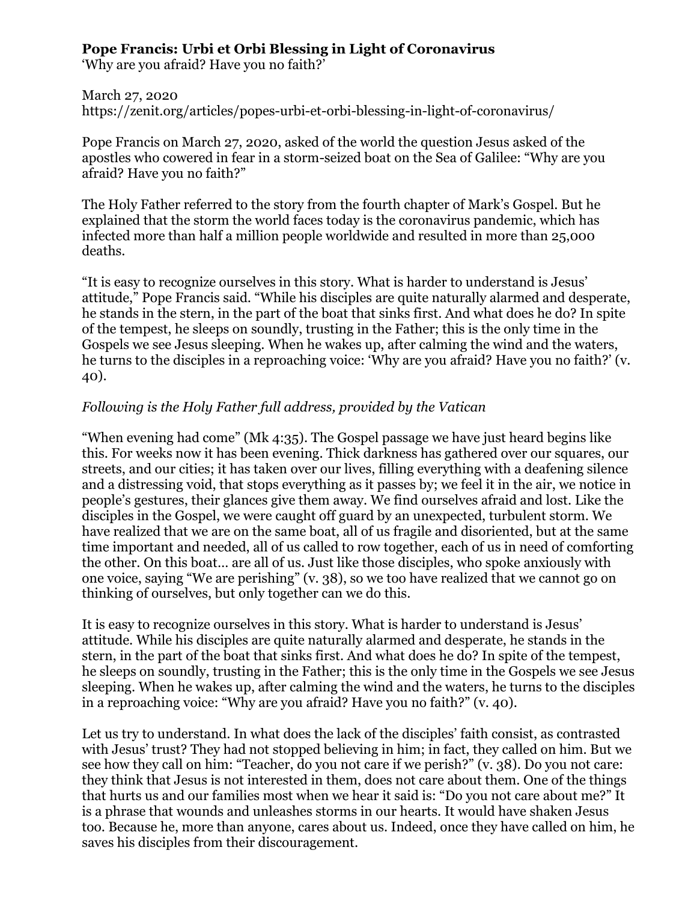**Pope Francis: Urbi et Orbi Blessing in Light of Coronavirus**
'Why are you afraid? Have you no faith?'

March 27, 2020
https://zenit.org/articles/popes-urbi-et-orbi-blessing-in-light-of-coronavirus/

Pope Francis on March 27, 2020, asked of the world the question Jesus asked of the apostles who cowered in fear in a storm-seized boat on the Sea of Galilee: "Why are you afraid? Have you no faith?"

The Holy Father referred to the story from the fourth chapter of Mark's Gospel. But he explained that the storm the world faces today is the coronavirus pandemic, which has infected more than half a million people worldwide and resulted in more than 25,000 deaths.

"It is easy to recognize ourselves in this story. What is harder to understand is Jesus' attitude," Pope Francis said. "While his disciples are quite naturally alarmed and desperate, he stands in the stern, in the part of the boat that sinks first. And what does he do? In spite of the tempest, he sleeps on soundly, trusting in the Father; this is the only time in the Gospels we see Jesus sleeping. When he wakes up, after calming the wind and the waters, he turns to the disciples in a reproaching voice: 'Why are you afraid? Have you no faith?' (v. 40).

*Following is the Holy Father full address, provided by the Vatican*

"When evening had come" (Mk 4:35). The Gospel passage we have just heard begins like this. For weeks now it has been evening. Thick darkness has gathered over our squares, our streets, and our cities; it has taken over our lives, filling everything with a deafening silence and a distressing void, that stops everything as it passes by; we feel it in the air, we notice in people's gestures, their glances give them away. We find ourselves afraid and lost. Like the disciples in the Gospel, we were caught off guard by an unexpected, turbulent storm. We have realized that we are on the same boat, all of us fragile and disoriented, but at the same time important and needed, all of us called to row together, each of us in need of comforting the other. On this boat… are all of us. Just like those disciples, who spoke anxiously with one voice, saying "We are perishing" (v. 38), so we too have realized that we cannot go on thinking of ourselves, but only together can we do this.

It is easy to recognize ourselves in this story. What is harder to understand is Jesus' attitude. While his disciples are quite naturally alarmed and desperate, he stands in the stern, in the part of the boat that sinks first. And what does he do? In spite of the tempest, he sleeps on soundly, trusting in the Father; this is the only time in the Gospels we see Jesus sleeping. When he wakes up, after calming the wind and the waters, he turns to the disciples in a reproaching voice: "Why are you afraid? Have you no faith?" (v. 40).

Let us try to understand. In what does the lack of the disciples' faith consist, as contrasted with Jesus' trust? They had not stopped believing in him; in fact, they called on him. But we see how they call on him: "Teacher, do you not care if we perish?" (v. 38). Do you not care: they think that Jesus is not interested in them, does not care about them. One of the things that hurts us and our families most when we hear it said is: "Do you not care about me?" It is a phrase that wounds and unleashes storms in our hearts. It would have shaken Jesus too. Because he, more than anyone, cares about us. Indeed, once they have called on him, he saves his disciples from their discouragement.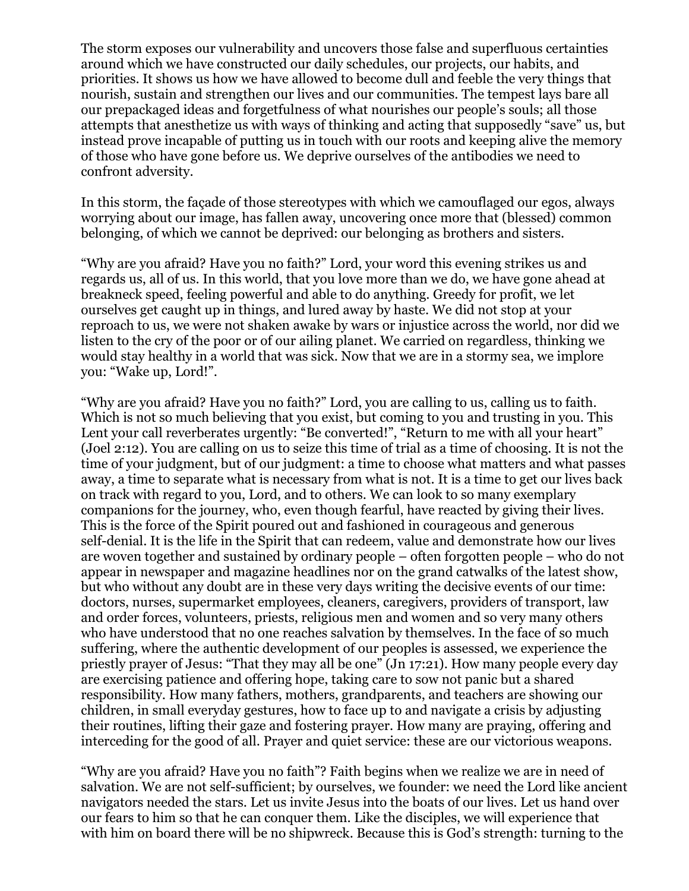The storm exposes our vulnerability and uncovers those false and superfluous certainties around which we have constructed our daily schedules, our projects, our habits, and priorities. It shows us how we have allowed to become dull and feeble the very things that nourish, sustain and strengthen our lives and our communities. The tempest lays bare all our prepackaged ideas and forgetfulness of what nourishes our people's souls; all those attempts that anesthetize us with ways of thinking and acting that supposedly "save" us, but instead prove incapable of putting us in touch with our roots and keeping alive the memory of those who have gone before us. We deprive ourselves of the antibodies we need to confront adversity.

In this storm, the façade of those stereotypes with which we camouflaged our egos, always worrying about our image, has fallen away, uncovering once more that (blessed) common belonging, of which we cannot be deprived: our belonging as brothers and sisters.

"Why are you afraid? Have you no faith?" Lord, your word this evening strikes us and regards us, all of us. In this world, that you love more than we do, we have gone ahead at breakneck speed, feeling powerful and able to do anything. Greedy for profit, we let ourselves get caught up in things, and lured away by haste. We did not stop at your reproach to us, we were not shaken awake by wars or injustice across the world, nor did we listen to the cry of the poor or of our ailing planet. We carried on regardless, thinking we would stay healthy in a world that was sick. Now that we are in a stormy sea, we implore you: "Wake up, Lord!".

"Why are you afraid? Have you no faith?" Lord, you are calling to us, calling us to faith. Which is not so much believing that you exist, but coming to you and trusting in you. This Lent your call reverberates urgently: "Be converted!", "Return to me with all your heart" (Joel 2:12). You are calling on us to seize this time of trial as a time of choosing. It is not the time of your judgment, but of our judgment: a time to choose what matters and what passes away, a time to separate what is necessary from what is not. It is a time to get our lives back on track with regard to you, Lord, and to others. We can look to so many exemplary companions for the journey, who, even though fearful, have reacted by giving their lives. This is the force of the Spirit poured out and fashioned in courageous and generous self-denial. It is the life in the Spirit that can redeem, value and demonstrate how our lives are woven together and sustained by ordinary people – often forgotten people – who do not appear in newspaper and magazine headlines nor on the grand catwalks of the latest show, but who without any doubt are in these very days writing the decisive events of our time: doctors, nurses, supermarket employees, cleaners, caregivers, providers of transport, law and order forces, volunteers, priests, religious men and women and so very many others who have understood that no one reaches salvation by themselves. In the face of so much suffering, where the authentic development of our peoples is assessed, we experience the priestly prayer of Jesus: "That they may all be one" (Jn 17:21). How many people every day are exercising patience and offering hope, taking care to sow not panic but a shared responsibility. How many fathers, mothers, grandparents, and teachers are showing our children, in small everyday gestures, how to face up to and navigate a crisis by adjusting their routines, lifting their gaze and fostering prayer. How many are praying, offering and interceding for the good of all. Prayer and quiet service: these are our victorious weapons.

"Why are you afraid? Have you no faith"? Faith begins when we realize we are in need of salvation. We are not self-sufficient; by ourselves, we founder: we need the Lord like ancient navigators needed the stars. Let us invite Jesus into the boats of our lives. Let us hand over our fears to him so that he can conquer them. Like the disciples, we will experience that with him on board there will be no shipwreck. Because this is God's strength: turning to the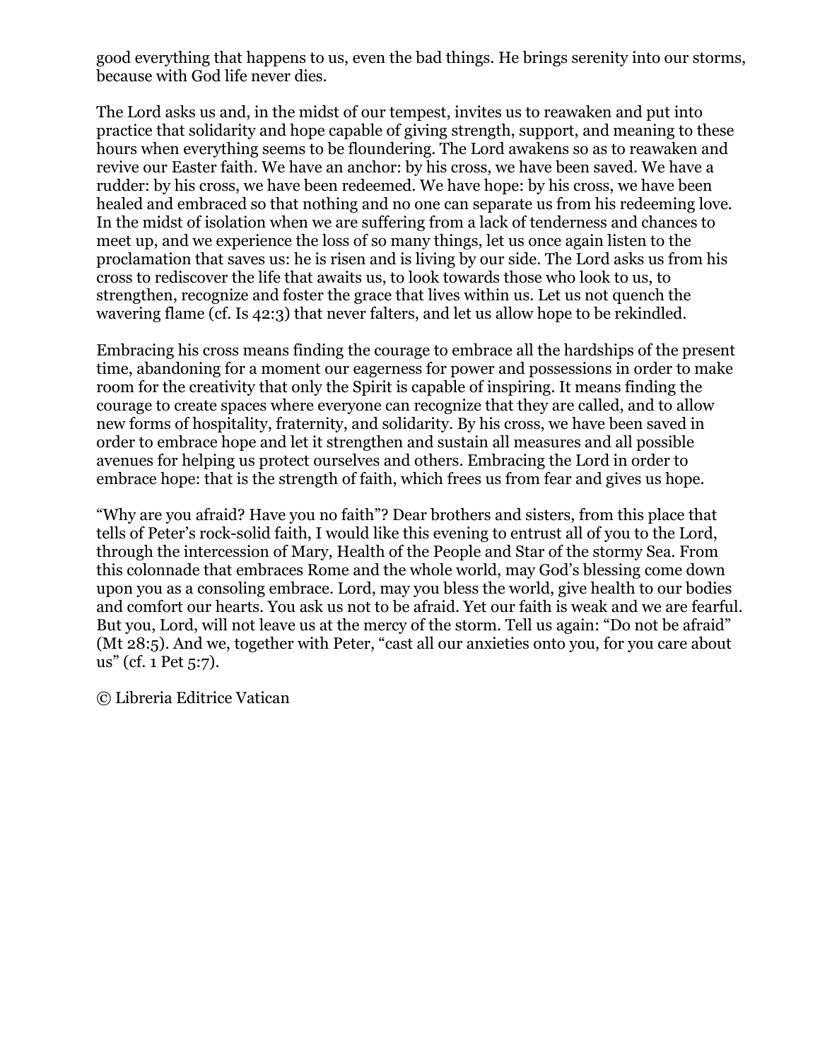good everything that happens to us, even the bad things. He brings serenity into our storms, because with God life never dies.

The Lord asks us and, in the midst of our tempest, invites us to reawaken and put into practice that solidarity and hope capable of giving strength, support, and meaning to these hours when everything seems to be floundering. The Lord awakens so as to reawaken and revive our Easter faith. We have an anchor: by his cross, we have been saved. We have a rudder: by his cross, we have been redeemed. We have hope: by his cross, we have been healed and embraced so that nothing and no one can separate us from his redeeming love. In the midst of isolation when we are suffering from a lack of tenderness and chances to meet up, and we experience the loss of so many things, let us once again listen to the proclamation that saves us: he is risen and is living by our side. The Lord asks us from his cross to rediscover the life that awaits us, to look towards those who look to us, to strengthen, recognize and foster the grace that lives within us. Let us not quench the wavering flame (cf. Is 42:3) that never falters, and let us allow hope to be rekindled.

Embracing his cross means finding the courage to embrace all the hardships of the present time, abandoning for a moment our eagerness for power and possessions in order to make room for the creativity that only the Spirit is capable of inspiring. It means finding the courage to create spaces where everyone can recognize that they are called, and to allow new forms of hospitality, fraternity, and solidarity. By his cross, we have been saved in order to embrace hope and let it strengthen and sustain all measures and all possible avenues for helping us protect ourselves and others. Embracing the Lord in order to embrace hope: that is the strength of faith, which frees us from fear and gives us hope.

“Why are you afraid? Have you no faith”? Dear brothers and sisters, from this place that tells of Peter’s rock-solid faith, I would like this evening to entrust all of you to the Lord, through the intercession of Mary, Health of the People and Star of the stormy Sea. From this colonnade that embraces Rome and the whole world, may God’s blessing come down upon you as a consoling embrace. Lord, may you bless the world, give health to our bodies and comfort our hearts. You ask us not to be afraid. Yet our faith is weak and we are fearful. But you, Lord, will not leave us at the mercy of the storm. Tell us again: “Do not be afraid” (Mt 28:5). And we, together with Peter, “cast all our anxieties onto you, for you care about us” (cf. 1 Pet 5:7).

© Libreria Editrice Vatican